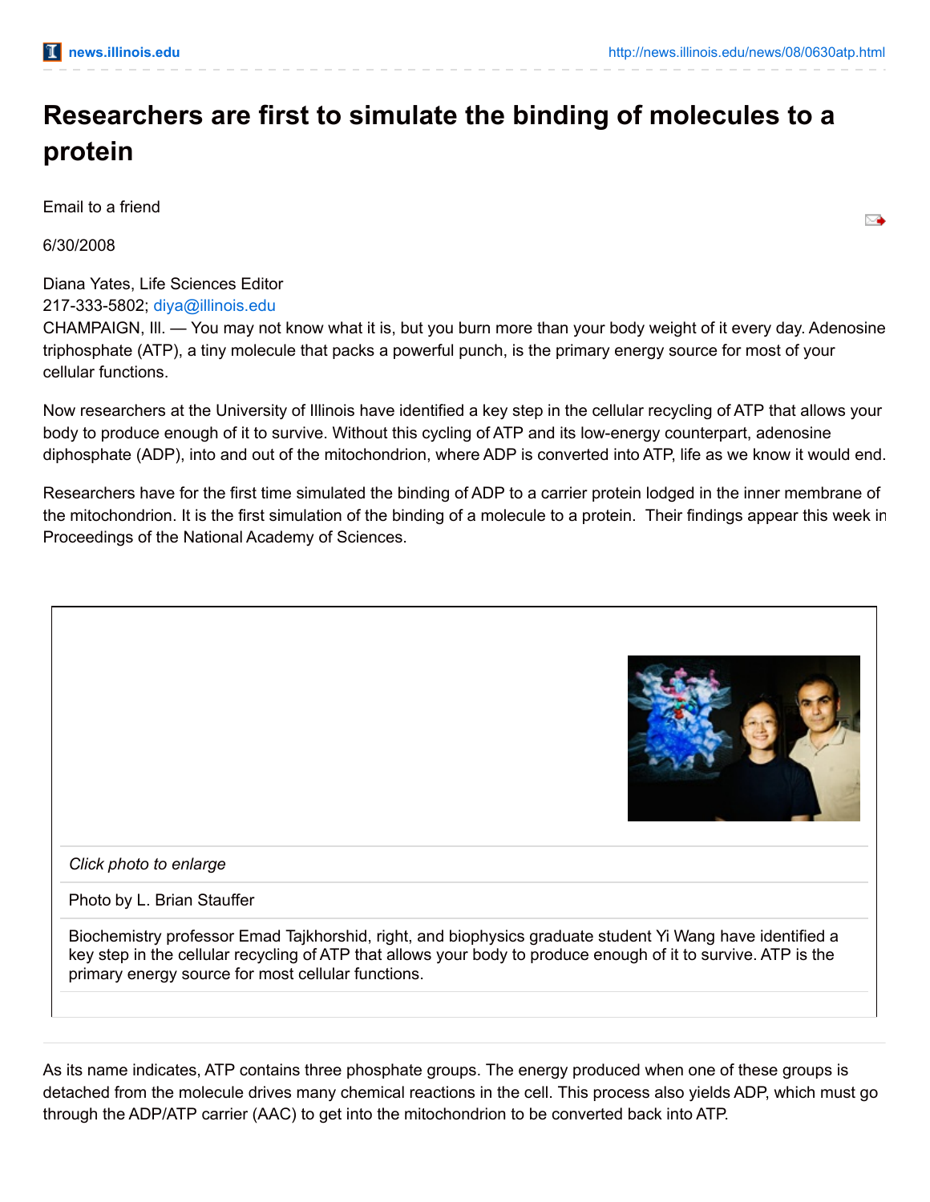# Researchers are first to simulate the binding of molecules to a protein

Email to a friend

6/30/2008

Diana Yates, Life Sciences Editor
217-333-5802; diya@illinois.edu

CHAMPAIGN, Ill. — You may not know what it is, but you burn more than your body weight of it every day. Adenosine triphosphate (ATP), a tiny molecule that packs a powerful punch, is the primary energy source for most of your cellular functions.

Now researchers at the University of Illinois have identified a key step in the cellular recycling of ATP that allows your body to produce enough of it to survive. Without this cycling of ATP and its low-energy counterpart, adenosine diphosphate (ADP), into and out of the mitochondrion, where ADP is converted into ATP, life as we know it would end.

Researchers have for the first time simulated the binding of ADP to a carrier protein lodged in the inner membrane of the mitochondrion. It is the first simulation of the binding of a molecule to a protein. Their findings appear this week in Proceedings of the National Academy of Sciences.

*Click photo to enlarge*

Photo by L. Brian Stauffer

Biochemistry professor Emad Tajkhorshid, right, and biophysics graduate student Yi Wang have identified a key step in the cellular recycling of ATP that allows your body to produce enough of it to survive. ATP is the primary energy source for most cellular functions.

As its name indicates, ATP contains three phosphate groups. The energy produced when one of these groups is detached from the molecule drives many chemical reactions in the cell. This process also yields ADP, which must go through the ADP/ATP carrier (AAC) to get into the mitochondrion to be converted back into ATP.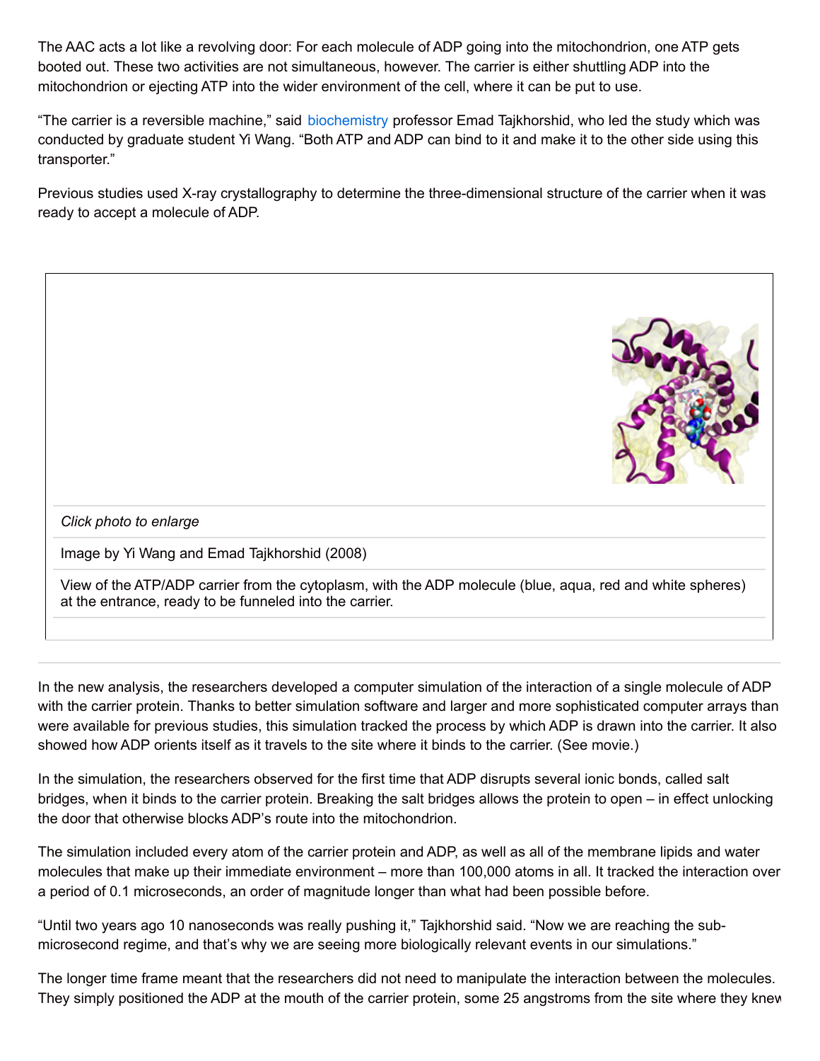The AAC acts a lot like a revolving door: For each molecule of ADP going into the mitochondrion, one ATP gets booted out. These two activities are not simultaneous, however. The carrier is either shuttling ADP into the mitochondrion or ejecting ATP into the wider environment of the cell, where it can be put to use.

"The carrier is a reversible machine," said biochemistry professor Emad Tajkhorshid, who led the study which was conducted by graduate student Yi Wang. "Both ATP and ADP can bind to it and make it to the other side using this transporter."

Previous studies used X-ray crystallography to determine the three-dimensional structure of the carrier when it was ready to accept a molecule of ADP.

*Click photo to enlarge*

Image by Yi Wang and Emad Tajkhorshid (2008)

View of the ATP/ADP carrier from the cytoplasm, with the ADP molecule (blue, aqua, red and white spheres) at the entrance, ready to be funneled into the carrier.

In the new analysis, the researchers developed a computer simulation of the interaction of a single molecule of ADP with the carrier protein. Thanks to better simulation software and larger and more sophisticated computer arrays than were available for previous studies, this simulation tracked the process by which ADP is drawn into the carrier. It also showed how ADP orients itself as it travels to the site where it binds to the carrier. (See movie.)

In the simulation, the researchers observed for the first time that ADP disrupts several ionic bonds, called salt bridges, when it binds to the carrier protein. Breaking the salt bridges allows the protein to open – in effect unlocking the door that otherwise blocks ADP's route into the mitochondrion.

The simulation included every atom of the carrier protein and ADP, as well as all of the membrane lipids and water molecules that make up their immediate environment – more than 100,000 atoms in all. It tracked the interaction over a period of 0.1 microseconds, an order of magnitude longer than what had been possible before.

"Until two years ago 10 nanoseconds was really pushing it," Tajkhorshid said. "Now we are reaching the sub-microsecond regime, and that's why we are seeing more biologically relevant events in our simulations."

The longer time frame meant that the researchers did not need to manipulate the interaction between the molecules. They simply positioned the ADP at the mouth of the carrier protein, some 25 angstroms from the site where they knew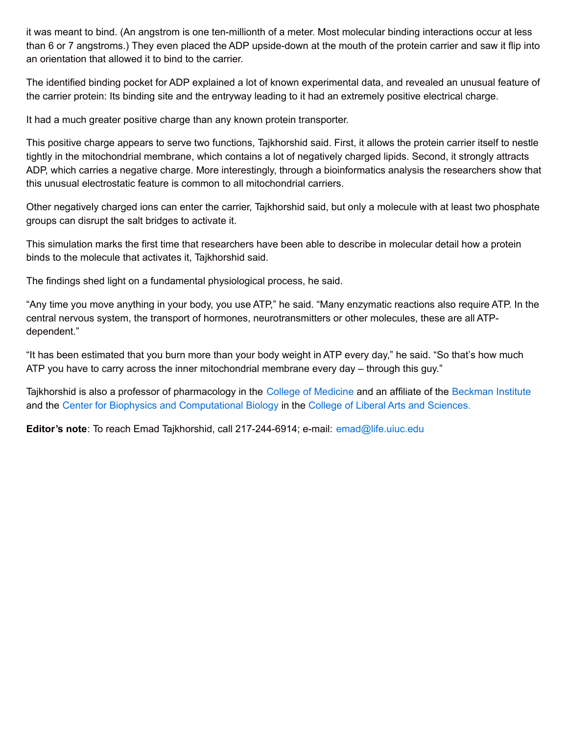it was meant to bind. (An angstrom is one ten-millionth of a meter. Most molecular binding interactions occur at less than 6 or 7 angstroms.) They even placed the ADP upside-down at the mouth of the protein carrier and saw it flip into an orientation that allowed it to bind to the carrier.

The identified binding pocket for ADP explained a lot of known experimental data, and revealed an unusual feature of the carrier protein: Its binding site and the entryway leading to it had an extremely positive electrical charge.

It had a much greater positive charge than any known protein transporter.

This positive charge appears to serve two functions, Tajkhorshid said. First, it allows the protein carrier itself to nestle tightly in the mitochondrial membrane, which contains a lot of negatively charged lipids. Second, it strongly attracts ADP, which carries a negative charge. More interestingly, through a bioinformatics analysis the researchers show that this unusual electrostatic feature is common to all mitochondrial carriers.

Other negatively charged ions can enter the carrier, Tajkhorshid said, but only a molecule with at least two phosphate groups can disrupt the salt bridges to activate it.

This simulation marks the first time that researchers have been able to describe in molecular detail how a protein binds to the molecule that activates it, Tajkhorshid said.

The findings shed light on a fundamental physiological process, he said.

"Any time you move anything in your body, you use ATP," he said. "Many enzymatic reactions also require ATP. In the central nervous system, the transport of hormones, neurotransmitters or other molecules, these are all ATP-dependent."

"It has been estimated that you burn more than your body weight in ATP every day," he said. "So that's how much ATP you have to carry across the inner mitochondrial membrane every day – through this guy."

Tajkhorshid is also a professor of pharmacology in the College of Medicine and an affiliate of the Beckman Institute and the Center for Biophysics and Computational Biology in the College of Liberal Arts and Sciences.

**Editor's note**: To reach Emad Tajkhorshid, call 217-244-6914; e-mail: emad@life.uiuc.edu